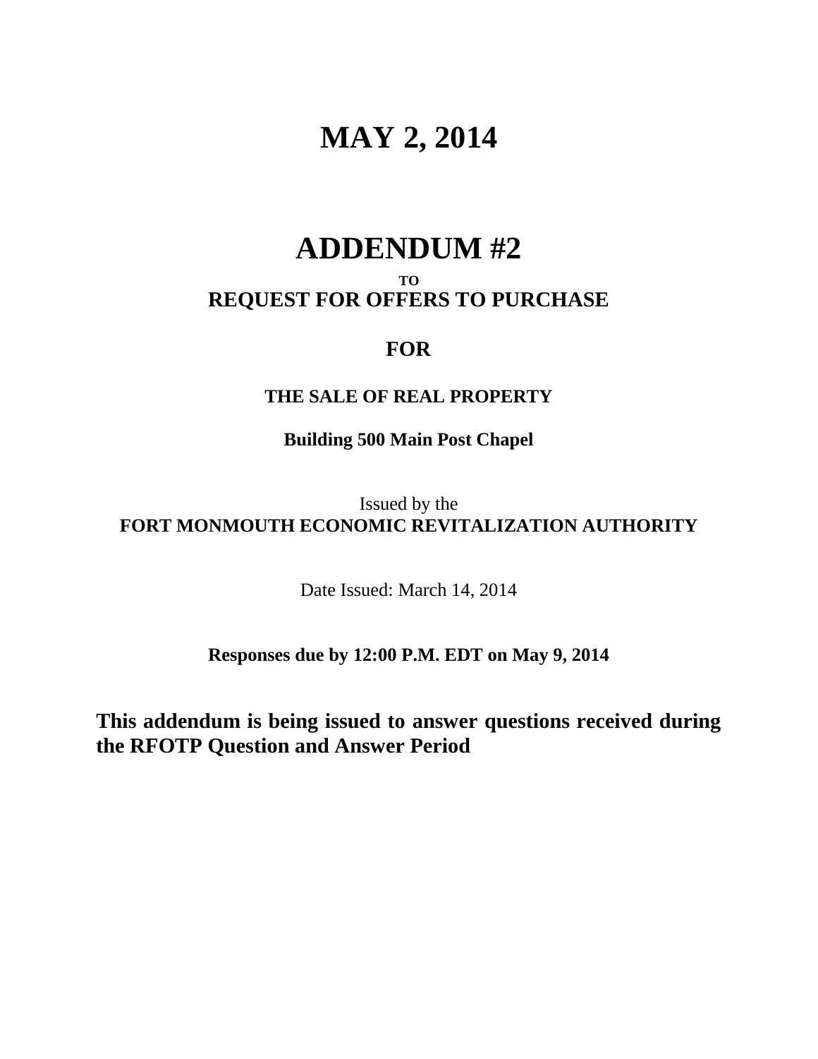# MAY 2, 2014

# ADDENDUM #2

**TO**

**REQUEST FOR OFFERS TO PURCHASE**

**FOR**

**THE SALE OF REAL PROPERTY**

**Building 500 Main Post Chapel**

Issued by the

**FORT MONMOUTH ECONOMIC REVITALIZATION AUTHORITY**

Date Issued: March 14, 2014

**Responses due by 12:00 P.M. EDT on May 9, 2014**

**This addendum is being issued to answer questions received during the RFOTP Question and Answer Period**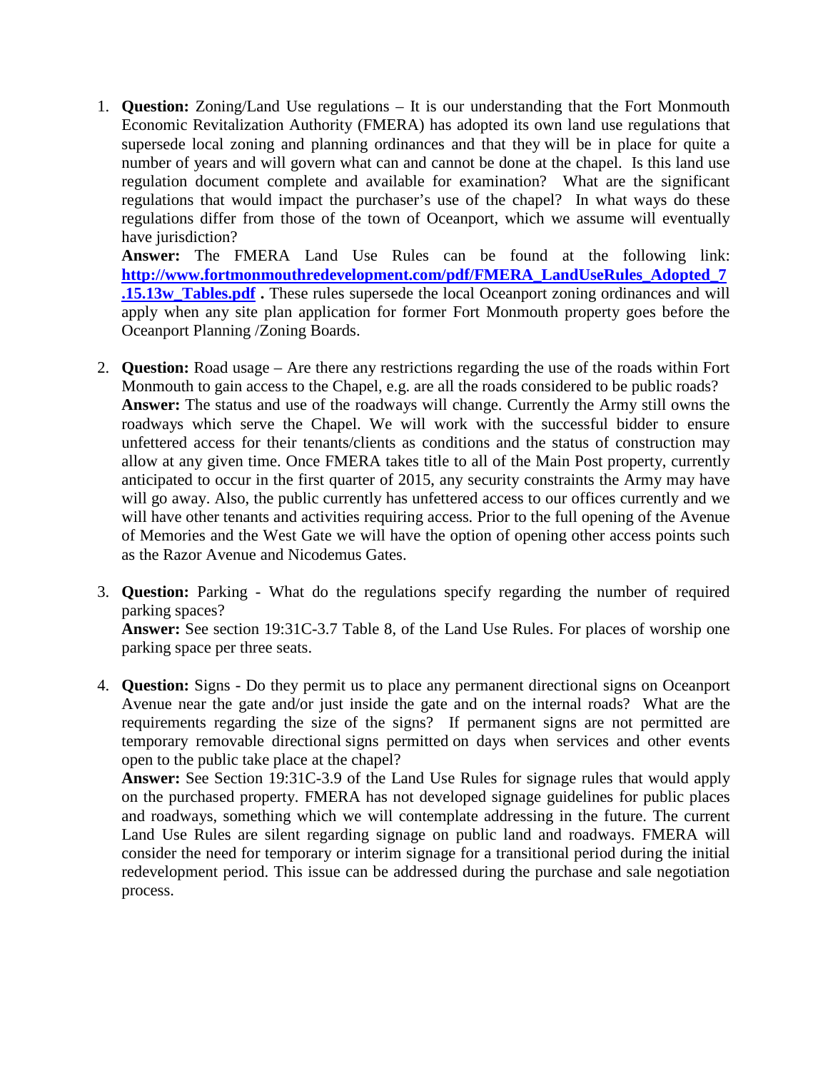1. **Question:** Zoning/Land Use regulations – It is our understanding that the Fort Monmouth Economic Revitalization Authority (FMERA) has adopted its own land use regulations that supersede local zoning and planning ordinances and that they will be in place for quite a number of years and will govern what can and cannot be done at the chapel. Is this land use regulation document complete and available for examination? What are the significant regulations that would impact the purchaser's use of the chapel? In what ways do these regulations differ from those of the town of Oceanport, which we assume will eventually have jurisdiction?
   **Answer:** The FMERA Land Use Rules can be found at the following link: **http://www.fortmonmouthredevelopment.com/pdf/FMERA_LandUseRules_Adopted_7.15.13w_Tables.pdf** . These rules supersede the local Oceanport zoning ordinances and will apply when any site plan application for former Fort Monmouth property goes before the Oceanport Planning /Zoning Boards.

2. **Question:** Road usage – Are there any restrictions regarding the use of the roads within Fort Monmouth to gain access to the Chapel, e.g. are all the roads considered to be public roads?
   **Answer:** The status and use of the roadways will change. Currently the Army still owns the roadways which serve the Chapel. We will work with the successful bidder to ensure unfettered access for their tenants/clients as conditions and the status of construction may allow at any given time. Once FMERA takes title to all of the Main Post property, currently anticipated to occur in the first quarter of 2015, any security constraints the Army may have will go away. Also, the public currently has unfettered access to our offices currently and we will have other tenants and activities requiring access. Prior to the full opening of the Avenue of Memories and the West Gate we will have the option of opening other access points such as the Razor Avenue and Nicodemus Gates.

3. **Question:** Parking - What do the regulations specify regarding the number of required parking spaces?
   **Answer:** See section 19:31C-3.7 Table 8, of the Land Use Rules. For places of worship one parking space per three seats.

4. **Question:** Signs - Do they permit us to place any permanent directional signs on Oceanport Avenue near the gate and/or just inside the gate and on the internal roads? What are the requirements regarding the size of the signs? If permanent signs are not permitted are temporary removable directional signs permitted on days when services and other events open to the public take place at the chapel?
   **Answer:** See Section 19:31C-3.9 of the Land Use Rules for signage rules that would apply on the purchased property. FMERA has not developed signage guidelines for public places and roadways, something which we will contemplate addressing in the future. The current Land Use Rules are silent regarding signage on public land and roadways. FMERA will consider the need for temporary or interim signage for a transitional period during the initial redevelopment period. This issue can be addressed during the purchase and sale negotiation process.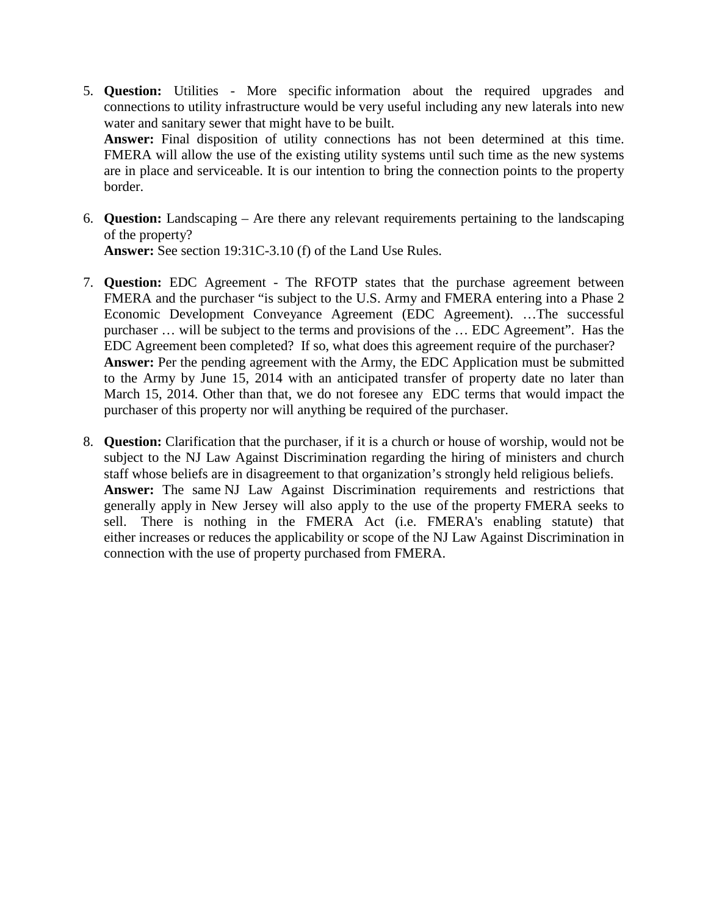5. **Question:** Utilities - More specific information about the required upgrades and connections to utility infrastructure would be very useful including any new laterals into new water and sanitary sewer that might have to be built.
   **Answer:** Final disposition of utility connections has not been determined at this time. FMERA will allow the use of the existing utility systems until such time as the new systems are in place and serviceable. It is our intention to bring the connection points to the property border.

6. **Question:** Landscaping – Are there any relevant requirements pertaining to the landscaping of the property?
   **Answer:** See section 19:31C-3.10 (f) of the Land Use Rules.

7. **Question:** EDC Agreement - The RFOTP states that the purchase agreement between FMERA and the purchaser "is subject to the U.S. Army and FMERA entering into a Phase 2 Economic Development Conveyance Agreement (EDC Agreement). …The successful purchaser … will be subject to the terms and provisions of the … EDC Agreement". Has the EDC Agreement been completed? If so, what does this agreement require of the purchaser?
   **Answer:** Per the pending agreement with the Army, the EDC Application must be submitted to the Army by June 15, 2014 with an anticipated transfer of property date no later than March 15, 2014. Other than that, we do not foresee any EDC terms that would impact the purchaser of this property nor will anything be required of the purchaser.

8. **Question:** Clarification that the purchaser, if it is a church or house of worship, would not be subject to the NJ Law Against Discrimination regarding the hiring of ministers and church staff whose beliefs are in disagreement to that organization's strongly held religious beliefs.
   **Answer:** The same NJ Law Against Discrimination requirements and restrictions that generally apply in New Jersey will also apply to the use of the property FMERA seeks to sell. There is nothing in the FMERA Act (i.e. FMERA's enabling statute) that either increases or reduces the applicability or scope of the NJ Law Against Discrimination in connection with the use of property purchased from FMERA.